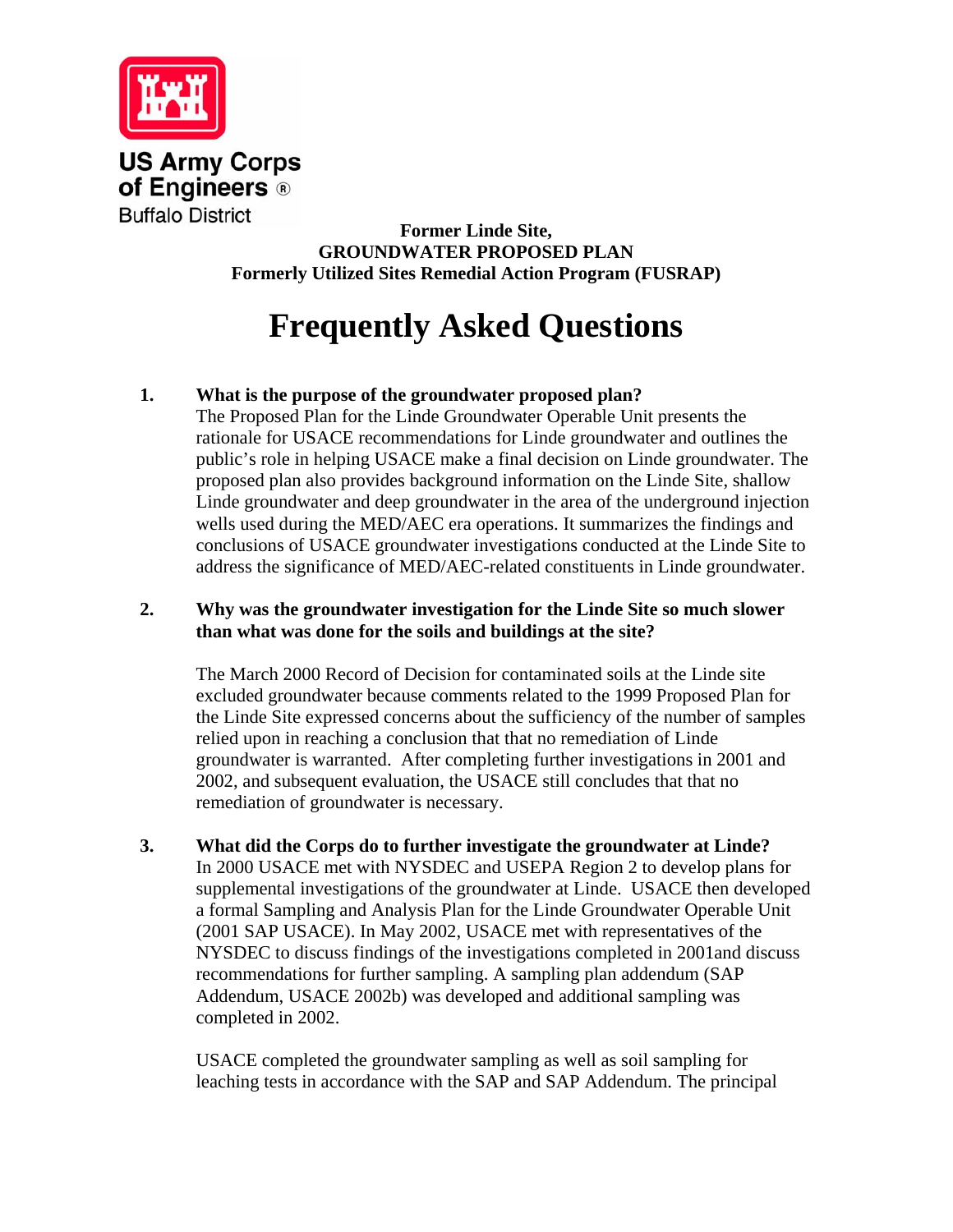US Army Corps of Engineers ®
Buffalo District

**Former Linde Site,**
**GROUNDWATER PROPOSED PLAN**
**Formerly Utilized Sites Remedial Action Program (FUSRAP)**

# Frequently Asked Questions

1. **What is the purpose of the groundwater proposed plan?**
   The Proposed Plan for the Linde Groundwater Operable Unit presents the rationale for USACE recommendations for Linde groundwater and outlines the public's role in helping USACE make a final decision on Linde groundwater. The proposed plan also provides background information on the Linde Site, shallow Linde groundwater and deep groundwater in the area of the underground injection wells used during the MED/AEC era operations. It summarizes the findings and conclusions of USACE groundwater investigations conducted at the Linde Site to address the significance of MED/AEC-related constituents in Linde groundwater.

2. **Why was the groundwater investigation for the Linde Site so much slower than what was done for the soils and buildings at the site?**

   The March 2000 Record of Decision for contaminated soils at the Linde site excluded groundwater because comments related to the 1999 Proposed Plan for the Linde Site expressed concerns about the sufficiency of the number of samples relied upon in reaching a conclusion that that no remediation of Linde groundwater is warranted. After completing further investigations in 2001 and 2002, and subsequent evaluation, the USACE still concludes that that no remediation of groundwater is necessary.

3. **What did the Corps do to further investigate the groundwater at Linde?**
   In 2000 USACE met with NYSDEC and USEPA Region 2 to develop plans for supplemental investigations of the groundwater at Linde. USACE then developed a formal Sampling and Analysis Plan for the Linde Groundwater Operable Unit (2001 SAP USACE). In May 2002, USACE met with representatives of the NYSDEC to discuss findings of the investigations completed in 2001and discuss recommendations for further sampling. A sampling plan addendum (SAP Addendum, USACE 2002b) was developed and additional sampling was completed in 2002.

   USACE completed the groundwater sampling as well as soil sampling for leaching tests in accordance with the SAP and SAP Addendum. The principal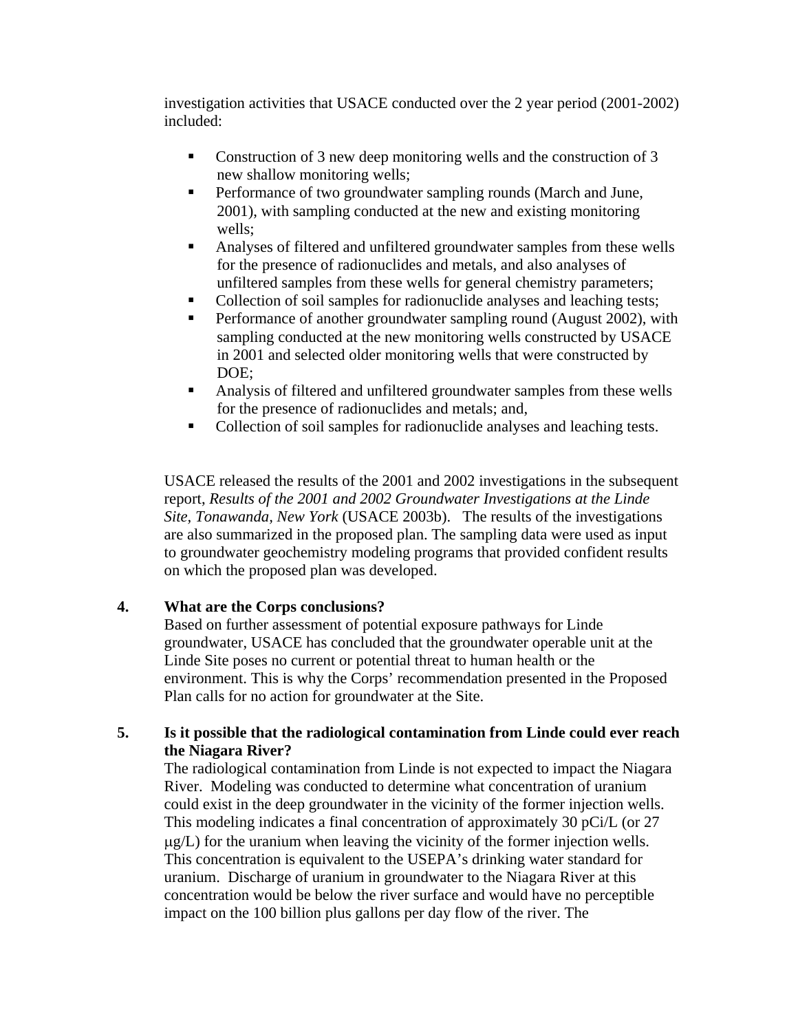investigation activities that USACE conducted over the 2 year period (2001-2002) included:

- Construction of 3 new deep monitoring wells and the construction of 3 new shallow monitoring wells;
- Performance of two groundwater sampling rounds (March and June, 2001), with sampling conducted at the new and existing monitoring wells;
- Analyses of filtered and unfiltered groundwater samples from these wells for the presence of radionuclides and metals, and also analyses of unfiltered samples from these wells for general chemistry parameters;
- Collection of soil samples for radionuclide analyses and leaching tests;
- Performance of another groundwater sampling round (August 2002), with sampling conducted at the new monitoring wells constructed by USACE in 2001 and selected older monitoring wells that were constructed by DOE;
- Analysis of filtered and unfiltered groundwater samples from these wells for the presence of radionuclides and metals; and,
- Collection of soil samples for radionuclide analyses and leaching tests.

USACE released the results of the 2001 and 2002 investigations in the subsequent report, *Results of the 2001 and 2002 Groundwater Investigations at the Linde Site, Tonawanda, New York* (USACE 2003b). The results of the investigations are also summarized in the proposed plan. The sampling data were used as input to groundwater geochemistry modeling programs that provided confident results on which the proposed plan was developed.

**4. What are the Corps conclusions?**

Based on further assessment of potential exposure pathways for Linde groundwater, USACE has concluded that the groundwater operable unit at the Linde Site poses no current or potential threat to human health or the environment. This is why the Corps' recommendation presented in the Proposed Plan calls for no action for groundwater at the Site.

**5. Is it possible that the radiological contamination from Linde could ever reach the Niagara River?**

The radiological contamination from Linde is not expected to impact the Niagara River. Modeling was conducted to determine what concentration of uranium could exist in the deep groundwater in the vicinity of the former injection wells. This modeling indicates a final concentration of approximately 30 pCi/L (or 27 μg/L) for the uranium when leaving the vicinity of the former injection wells. This concentration is equivalent to the USEPA's drinking water standard for uranium. Discharge of uranium in groundwater to the Niagara River at this concentration would be below the river surface and would have no perceptible impact on the 100 billion plus gallons per day flow of the river. The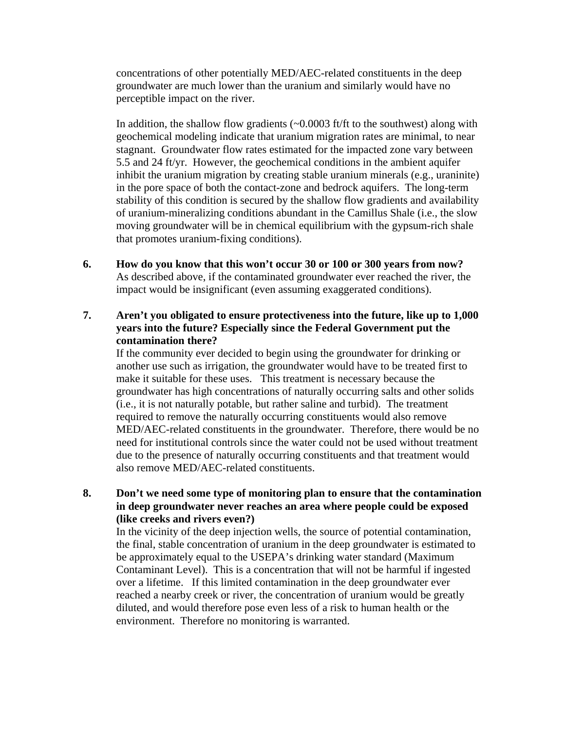concentrations of other potentially MED/AEC-related constituents in the deep groundwater are much lower than the uranium and similarly would have no perceptible impact on the river.

In addition, the shallow flow gradients (~0.0003 ft/ft to the southwest) along with geochemical modeling indicate that uranium migration rates are minimal, to near stagnant. Groundwater flow rates estimated for the impacted zone vary between 5.5 and 24 ft/yr. However, the geochemical conditions in the ambient aquifer inhibit the uranium migration by creating stable uranium minerals (e.g., uraninite) in the pore space of both the contact-zone and bedrock aquifers. The long-term stability of this condition is secured by the shallow flow gradients and availability of uranium-mineralizing conditions abundant in the Camillus Shale (i.e., the slow moving groundwater will be in chemical equilibrium with the gypsum-rich shale that promotes uranium-fixing conditions).

6. **How do you know that this won't occur 30 or 100 or 300 years from now?**
As described above, if the contaminated groundwater ever reached the river, the impact would be insignificant (even assuming exaggerated conditions).

7. **Aren't you obligated to ensure protectiveness into the future, like up to 1,000 years into the future? Especially since the Federal Government put the contamination there?**
If the community ever decided to begin using the groundwater for drinking or another use such as irrigation, the groundwater would have to be treated first to make it suitable for these uses. This treatment is necessary because the groundwater has high concentrations of naturally occurring salts and other solids (i.e., it is not naturally potable, but rather saline and turbid). The treatment required to remove the naturally occurring constituents would also remove MED/AEC-related constituents in the groundwater. Therefore, there would be no need for institutional controls since the water could not be used without treatment due to the presence of naturally occurring constituents and that treatment would also remove MED/AEC-related constituents.

8. **Don't we need some type of monitoring plan to ensure that the contamination in deep groundwater never reaches an area where people could be exposed (like creeks and rivers even?)**
In the vicinity of the deep injection wells, the source of potential contamination, the final, stable concentration of uranium in the deep groundwater is estimated to be approximately equal to the USEPA's drinking water standard (Maximum Contaminant Level). This is a concentration that will not be harmful if ingested over a lifetime. If this limited contamination in the deep groundwater ever reached a nearby creek or river, the concentration of uranium would be greatly diluted, and would therefore pose even less of a risk to human health or the environment. Therefore no monitoring is warranted.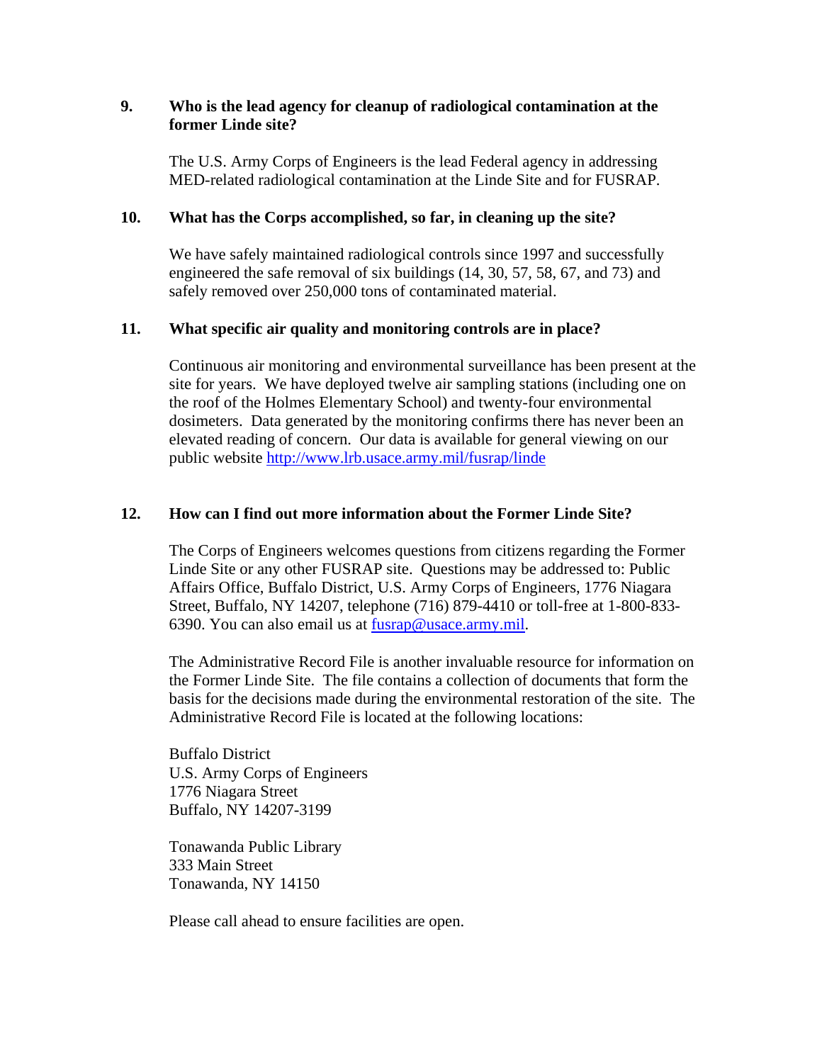**9. Who is the lead agency for cleanup of radiological contamination at the former Linde site?**

The U.S. Army Corps of Engineers is the lead Federal agency in addressing MED-related radiological contamination at the Linde Site and for FUSRAP.

**10. What has the Corps accomplished, so far, in cleaning up the site?**

We have safely maintained radiological controls since 1997 and successfully engineered the safe removal of six buildings (14, 30, 57, 58, 67, and 73) and safely removed over 250,000 tons of contaminated material.

**11. What specific air quality and monitoring controls are in place?**

Continuous air monitoring and environmental surveillance has been present at the site for years. We have deployed twelve air sampling stations (including one on the roof of the Holmes Elementary School) and twenty-four environmental dosimeters. Data generated by the monitoring confirms there has never been an elevated reading of concern. Our data is available for general viewing on our public website http://www.lrb.usace.army.mil/fusrap/linde

**12. How can I find out more information about the Former Linde Site?**

The Corps of Engineers welcomes questions from citizens regarding the Former Linde Site or any other FUSRAP site. Questions may be addressed to: Public Affairs Office, Buffalo District, U.S. Army Corps of Engineers, 1776 Niagara Street, Buffalo, NY 14207, telephone (716) 879-4410 or toll-free at 1-800-833-6390. You can also email us at fusrap@usace.army.mil.

The Administrative Record File is another invaluable resource for information on the Former Linde Site. The file contains a collection of documents that form the basis for the decisions made during the environmental restoration of the site. The Administrative Record File is located at the following locations:

Buffalo District
U.S. Army Corps of Engineers
1776 Niagara Street
Buffalo, NY 14207-3199

Tonawanda Public Library
333 Main Street
Tonawanda, NY 14150

Please call ahead to ensure facilities are open.